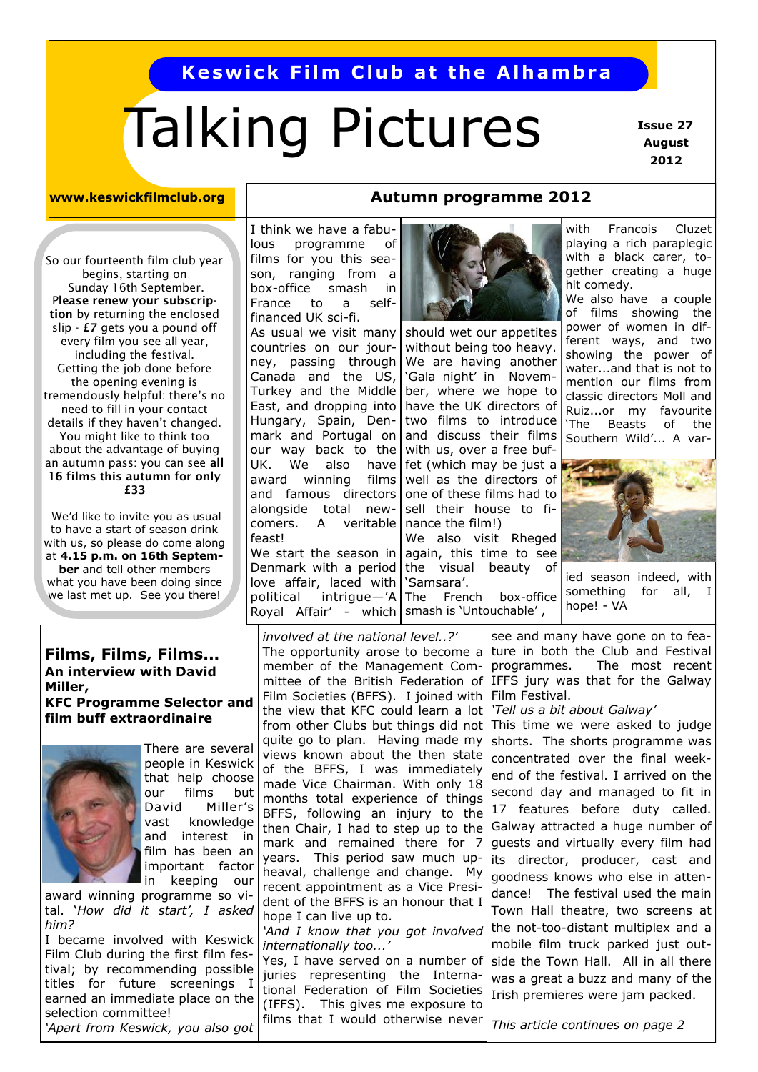Keswick Film Club at the Alhambra

# Talking Pictures

**Issue 27 August 2012**

**www.keswickfilmclub.org**

So our fourteenth film club year begins, starting on Sunday 16th September. **Please renew your subscription** by returning the enclosed slip - **£7** gets you a pound off every film you see all year, including the festival. Getting the job done before the opening evening is tremendously helpful: there's no need to fill in your contact details if they haven't changed. You might like to think too about the advantage of buying an autumn pass: you can see **all 16 films this autumn for only £33**

We'd like to invite you as usual to have a start of season drink with us, so please do come along at **4.15 p.m. on 16th September** and tell other members what you have been doing since we last met up. See you there!

## Autumn programme 2012

I think we have a fabulous programme of films for you this season, ranging from a box-office smash in France to a self-financed UK sci-fi.

As usual we visit many countries on our journey, passing through Canada and the US, Turkey and the Middle East, and dropping into Hungary, Spain, Denmark and Portugal on our way back to the UK. We also have award winning films and famous directors alongside total newcomers. A veritable feast!

We start the season in Denmark with a period love affair, laced with political intrigue—'A Royal Affair' - which should wet our appetites without being too heavy. We are having another 'Gala night' in November, where we hope to have the UK directors of two films to introduce and discuss their films with us, over a free buffet (which may be just a well as the directors of one of these films had to sell their house to finance the film!)

We also visit Rheged again, this time to see the visual beauty of 'Samsara'.

The French box-office smash is 'Untouchable', with Francois Cluzet playing a rich paraplegic with a black carer, together creating a huge hit comedy.

We also have a couple of films showing the power of women in different ways, and two showing the power of water...and that is not to mention our films from classic directors Moll and Ruiz...or my favourite 'The Beasts of the Southern Wild'... A varied season indeed, with something for all, I hope! - VA

## Films, Films, Films…

### An interview with David Miller, KFC Programme Selector and film buff extraordinaire

There are several people in Keswick that help choose our films but David Miller's vast knowledge and interest in film has been an important factor in keeping our award winning programme so vital. *'How did it start', I asked him?*

I became involved with Keswick Film Club during the first film festival; by recommending possible titles for future screenings I earned an immediate place on the selection committee!

*'Apart from Keswick, you also got involved at the national level..?'*

The opportunity arose to become a member of the Management Committee of the British Federation of Film Societies (BFFS). I joined with the view that KFC could learn a lot from other Clubs but things did not quite go to plan. Having made my views known about the then state of the BFFS, I was immediately made Vice Chairman. With only 18 months total experience of things BFFS, following an injury to the then Chair, I had to step up to the mark and remained there for 7 years. This period saw much upheaval, challenge and change. My recent appointment as a Vice President of the BFFS is an honour that I hope I can live up to.

*'And I know that you got involved internationally too...'*

Yes, I have served on a number of juries representing the International Federation of Film Societies (IFFS). This gives me exposure to films that I would otherwise never see and many have gone on to feature in both the Club and Festival programmes. The most recent IFFS jury was that for the Galway Film Festival.

*'Tell us a bit about Galway'*

This time we were asked to judge shorts. The shorts programme was concentrated over the final weekend of the festival. I arrived on the second day and managed to fit in 17 features before duty called. Galway attracted a huge number of guests and virtually every film had its director, producer, cast and goodness knows who else in attendance! The festival used the main Town Hall theatre, two screens at the not-too-distant multiplex and a mobile film truck parked just outside the Town Hall. All in all there was a great a buzz and many of the Irish premieres were jam packed.

*This article continues on page 2*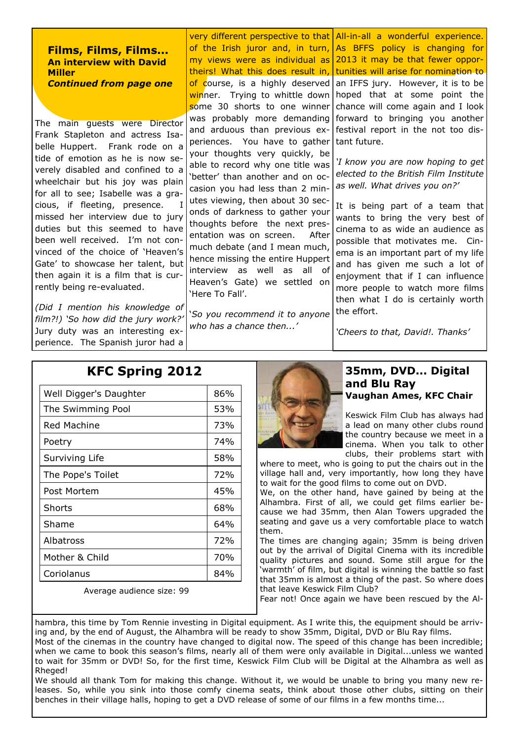## Films, Films, Films...

**An interview with David Miller**

***Continued from page one***

The main guests were Director Frank Stapleton and actress Isabelle Huppert. Frank rode on a tide of emotion as he is now severely disabled and confined to a wheelchair but his joy was plain for all to see; Isabelle was a gracious, if fleeting, presence. I missed her interview due to jury duties but this seemed to have been well received. I'm not convinced of the choice of 'Heaven's Gate' to showcase her talent, but then again it is a film that is currently being re-evaluated.

*(Did I mention his knowledge of film?!) 'So how did the jury work?'* Jury duty was an interesting experience. The Spanish juror had a very different perspective to that of the Irish juror and, in turn, my views were as individual as theirs! What this does result in, of course, is a highly deserved winner. Trying to whittle down some 30 shorts to one winner was probably more demanding and arduous than previous experiences. You have to gather your thoughts very quickly, be able to record why one title was 'better' than another and on occasion you had less than 2 minutes viewing, then about 30 seconds of darkness to gather your thoughts before the next presentation was on screen. After much debate (and I mean much, hence missing the entire Huppert interview as well as all of Heaven's Gate) we settled on 'Here To Fall'.

*'So you recommend it to anyone who has a chance then...'*

All-in-all a wonderful experience. As BFFS policy is changing for 2013 it may be that fewer opportunities will arise for nomination to an IFFS jury. However, it is to be hoped that at some point the chance will come again and I look forward to bringing you another festival report in the not too distant future.

*'I know you are now hoping to get elected to the British Film Institute as well. What drives you on?'*

It is being part of a team that wants to bring the very best of cinema to as wide an audience as possible that motivates me. Cinema is an important part of my life and has given me such a lot of enjoyment that if I can influence more people to watch more films then what I do is certainly worth the effort.

*'Cheers to that, David!. Thanks'*

## KFC Spring 2012

| | |
|---|---|
| Well Digger's Daughter | 86% |
| The Swimming Pool | 53% |
| Red Machine | 73% |
| Poetry | 74% |
| Surviving Life | 58% |
| The Pope's Toilet | 72% |
| Post Mortem | 45% |
| Shorts | 68% |
| Shame | 64% |
| Albatross | 72% |
| Mother & Child | 70% |
| Coriolanus | 84% |

Average audience size: 99

## 35mm, DVD... Digital and Blu Ray

**Vaughan Ames, KFC Chair**

Keswick Film Club has always had a lead on many other clubs round the country because we meet in a cinema. When you talk to other clubs, their problems start with where to meet, who is going to put the chairs out in the village hall and, very importantly, how long they have to wait for the good films to come out on DVD.

We, on the other hand, have gained by being at the Alhambra. First of all, we could get films earlier because we had 35mm, then Alan Towers upgraded the seating and gave us a very comfortable place to watch them.

The times are changing again; 35mm is being driven out by the arrival of Digital Cinema with its incredible quality pictures and sound. Some still argue for the 'warmth' of film, but digital is winning the battle so fast that 35mm is almost a thing of the past. So where does that leave Keswick Film Club?

Fear not! Once again we have been rescued by the Alhambra, this time by Tom Rennie investing in Digital equipment. As I write this, the equipment should be arriving and, by the end of August, the Alhambra will be ready to show 35mm, Digital, DVD or Blu Ray films.

Most of the cinemas in the country have changed to digital now. The speed of this change has been incredible; when we came to book this season's films, nearly all of them were only available in Digital...unless we wanted to wait for 35mm or DVD! So, for the first time, Keswick Film Club will be Digital at the Alhambra as well as Rheged!

We should all thank Tom for making this change. Without it, we would be unable to bring you many new releases. So, while you sink into those comfy cinema seats, think about those other clubs, sitting on their benches in their village halls, hoping to get a DVD release of some of our films in a few months time...